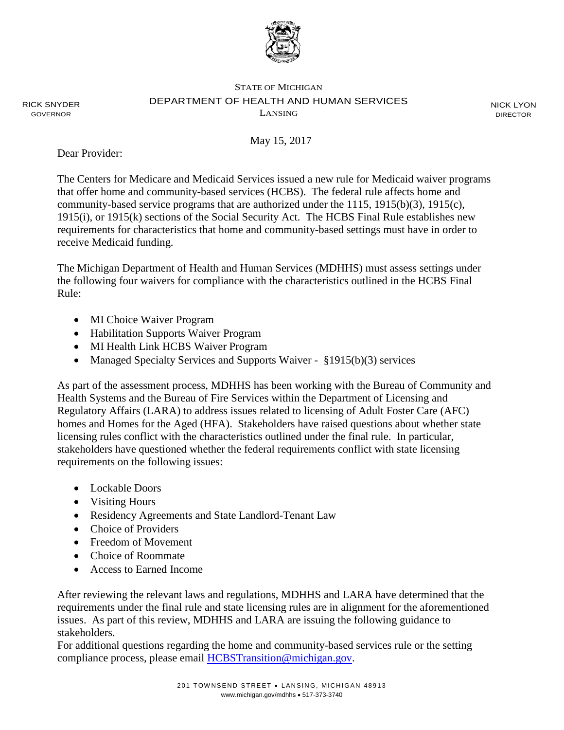STATE OF MICHIGAN

DEPARTMENT OF HEALTH AND HUMAN SERVICES

LANSING

RICK SNYDER
GOVERNOR

NICK LYON
DIRECTOR

May 15, 2017

Dear Provider:

The Centers for Medicare and Medicaid Services issued a new rule for Medicaid waiver programs that offer home and community-based services (HCBS). The federal rule affects home and community-based service programs that are authorized under the 1115, 1915(b)(3), 1915(c), 1915(i), or 1915(k) sections of the Social Security Act. The HCBS Final Rule establishes new requirements for characteristics that home and community-based settings must have in order to receive Medicaid funding.

The Michigan Department of Health and Human Services (MDHHS) must assess settings under the following four waivers for compliance with the characteristics outlined in the HCBS Final Rule:

- MI Choice Waiver Program
- Habilitation Supports Waiver Program
- MI Health Link HCBS Waiver Program
- Managed Specialty Services and Supports Waiver - §1915(b)(3) services

As part of the assessment process, MDHHS has been working with the Bureau of Community and Health Systems and the Bureau of Fire Services within the Department of Licensing and Regulatory Affairs (LARA) to address issues related to licensing of Adult Foster Care (AFC) homes and Homes for the Aged (HFA). Stakeholders have raised questions about whether state licensing rules conflict with the characteristics outlined under the final rule. In particular, stakeholders have questioned whether the federal requirements conflict with state licensing requirements on the following issues:

- Lockable Doors
- Visiting Hours
- Residency Agreements and State Landlord-Tenant Law
- Choice of Providers
- Freedom of Movement
- Choice of Roommate
- Access to Earned Income

After reviewing the relevant laws and regulations, MDHHS and LARA have determined that the requirements under the final rule and state licensing rules are in alignment for the aforementioned issues. As part of this review, MDHHS and LARA are issuing the following guidance to stakeholders.

For additional questions regarding the home and community-based services rule or the setting compliance process, please email HCBSTransition@michigan.gov.

201 TOWNSEND STREET • LANSING, MICHIGAN 48913
www.michigan.gov/mdhhs • 517-373-3740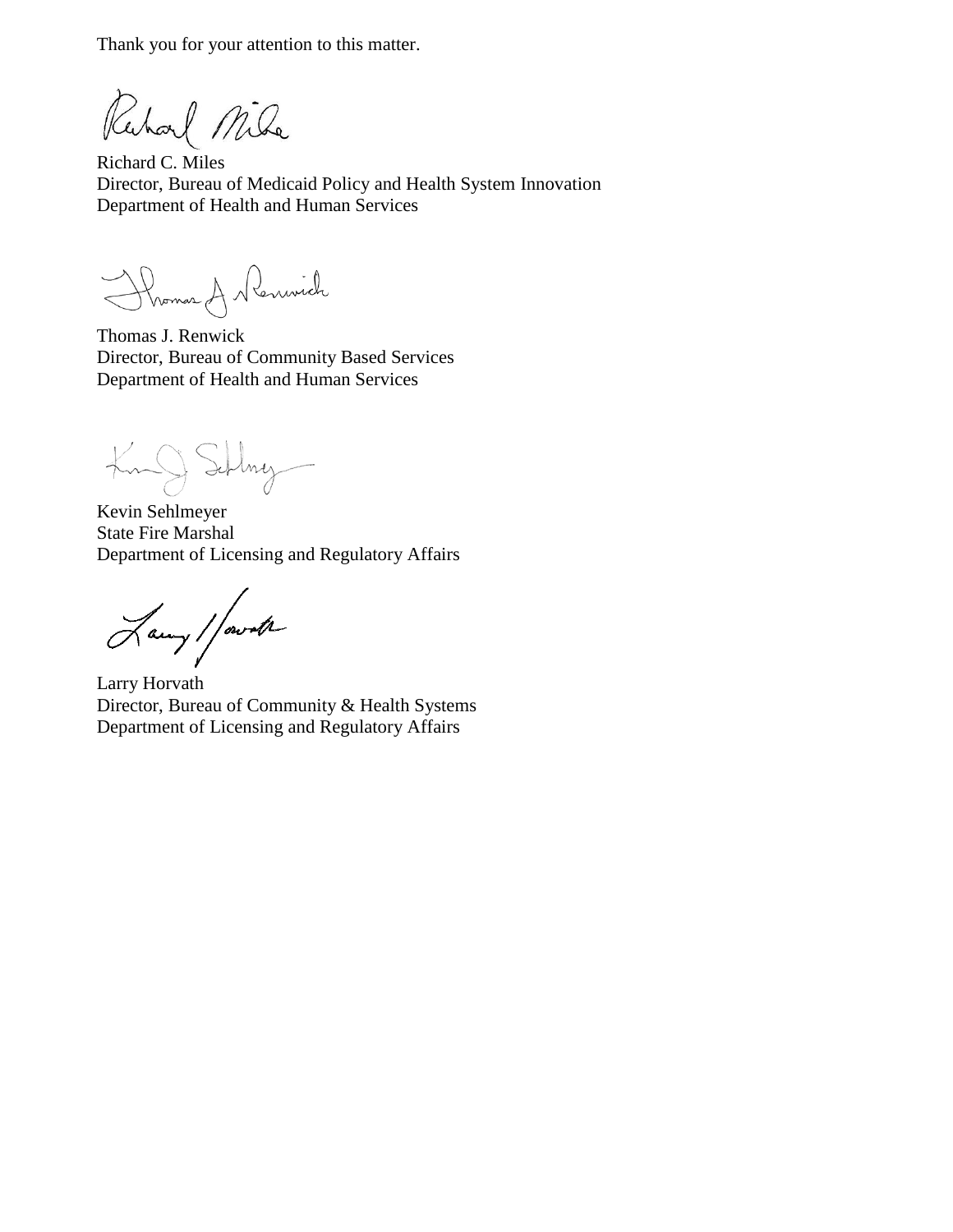Thank you for your attention to this matter.

Richard C. Miles
Director, Bureau of Medicaid Policy and Health System Innovation
Department of Health and Human Services

Thomas J. Renwick
Director, Bureau of Community Based Services
Department of Health and Human Services

Kevin Sehlmeyer
State Fire Marshal
Department of Licensing and Regulatory Affairs

Larry Horvath
Director, Bureau of Community & Health Systems
Department of Licensing and Regulatory Affairs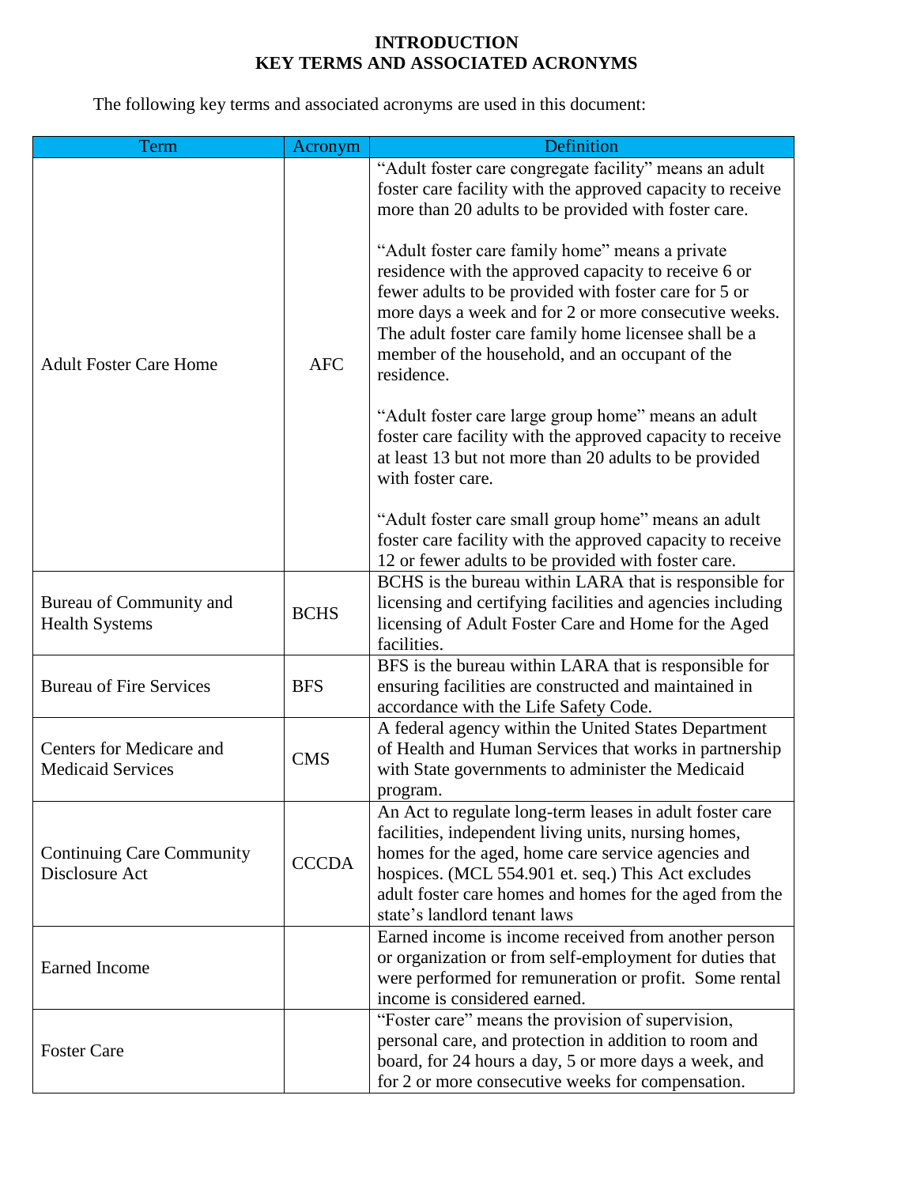# INTRODUCTION
## KEY TERMS AND ASSOCIATED ACRONYMS

The following key terms and associated acronyms are used in this document:

| Term | Acronym | Definition |
|---|---|---|
| Adult Foster Care Home | AFC | "Adult foster care congregate facility" means an adult foster care facility with the approved capacity to receive more than 20 adults to be provided with foster care.<br><br>"Adult foster care family home" means a private residence with the approved capacity to receive 6 or fewer adults to be provided with foster care for 5 or more days a week and for 2 or more consecutive weeks. The adult foster care family home licensee shall be a member of the household, and an occupant of the residence.<br><br>"Adult foster care large group home" means an adult foster care facility with the approved capacity to receive at least 13 but not more than 20 adults to be provided with foster care.<br><br>"Adult foster care small group home" means an adult foster care facility with the approved capacity to receive 12 or fewer adults to be provided with foster care. |
| Bureau of Community and Health Systems | BCHS | BCHS is the bureau within LARA that is responsible for licensing and certifying facilities and agencies including licensing of Adult Foster Care and Home for the Aged facilities. |
| Bureau of Fire Services | BFS | BFS is the bureau within LARA that is responsible for ensuring facilities are constructed and maintained in accordance with the Life Safety Code. |
| Centers for Medicare and Medicaid Services | CMS | A federal agency within the United States Department of Health and Human Services that works in partnership with State governments to administer the Medicaid program. |
| Continuing Care Community Disclosure Act | CCCDA | An Act to regulate long-term leases in adult foster care facilities, independent living units, nursing homes, homes for the aged, home care service agencies and hospices. (MCL 554.901 et. seq.) This Act excludes adult foster care homes and homes for the aged from the state's landlord tenant laws |
| Earned Income | | Earned income is income received from another person or organization or from self-employment for duties that were performed for remuneration or profit. Some rental income is considered earned. |
| Foster Care | | "Foster care" means the provision of supervision, personal care, and protection in addition to room and board, for 24 hours a day, 5 or more days a week, and for 2 or more consecutive weeks for compensation. |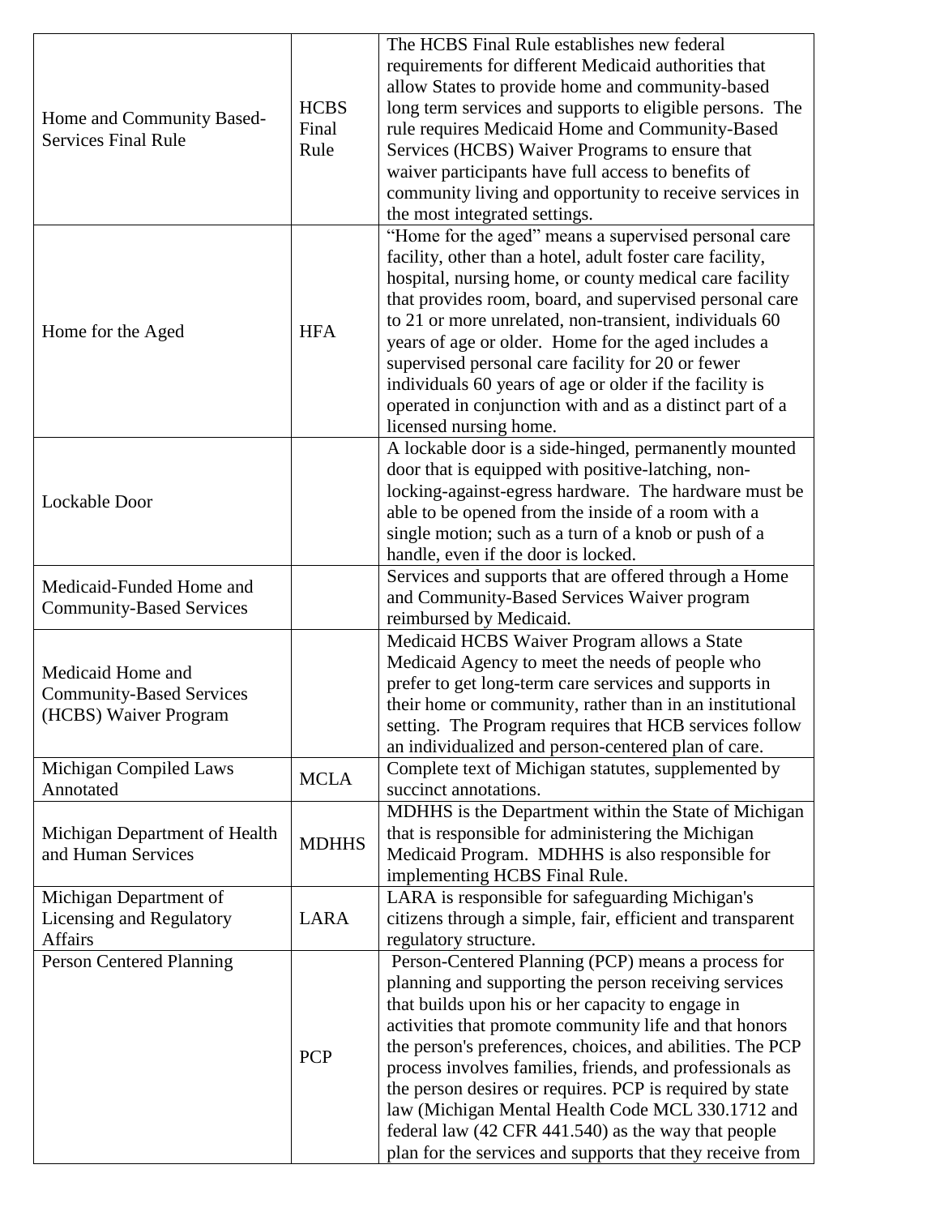| | | |
|---|---|---|
| Home and Community Based-Services Final Rule | HCBS Final Rule | The HCBS Final Rule establishes new federal requirements for different Medicaid authorities that allow States to provide home and community-based long term services and supports to eligible persons. The rule requires Medicaid Home and Community-Based Services (HCBS) Waiver Programs to ensure that waiver participants have full access to benefits of community living and opportunity to receive services in the most integrated settings. |
| Home for the Aged | HFA | "Home for the aged" means a supervised personal care facility, other than a hotel, adult foster care facility, hospital, nursing home, or county medical care facility that provides room, board, and supervised personal care to 21 or more unrelated, non-transient, individuals 60 years of age or older. Home for the aged includes a supervised personal care facility for 20 or fewer individuals 60 years of age or older if the facility is operated in conjunction with and as a distinct part of a licensed nursing home. |
| Lockable Door | | A lockable door is a side-hinged, permanently mounted door that is equipped with positive-latching, non-locking-against-egress hardware. The hardware must be able to be opened from the inside of a room with a single motion; such as a turn of a knob or push of a handle, even if the door is locked. |
| Medicaid-Funded Home and Community-Based Services | | Services and supports that are offered through a Home and Community-Based Services Waiver program reimbursed by Medicaid. |
| Medicaid Home and Community-Based Services (HCBS) Waiver Program | | Medicaid HCBS Waiver Program allows a State Medicaid Agency to meet the needs of people who prefer to get long-term care services and supports in their home or community, rather than in an institutional setting. The Program requires that HCB services follow an individualized and person-centered plan of care. |
| Michigan Compiled Laws Annotated | MCLA | Complete text of Michigan statutes, supplemented by succinct annotations. |
| Michigan Department of Health and Human Services | MDHHS | MDHHS is the Department within the State of Michigan that is responsible for administering the Michigan Medicaid Program. MDHHS is also responsible for implementing HCBS Final Rule. |
| Michigan Department of Licensing and Regulatory Affairs | LARA | LARA is responsible for safeguarding Michigan's citizens through a simple, fair, efficient and transparent regulatory structure. |
| Person Centered Planning | PCP | Person-Centered Planning (PCP) means a process for planning and supporting the person receiving services that builds upon his or her capacity to engage in activities that promote community life and that honors the person's preferences, choices, and abilities. The PCP process involves families, friends, and professionals as the person desires or requires. PCP is required by state law (Michigan Mental Health Code MCL 330.1712 and federal law (42 CFR 441.540) as the way that people plan for the services and supports that they receive from |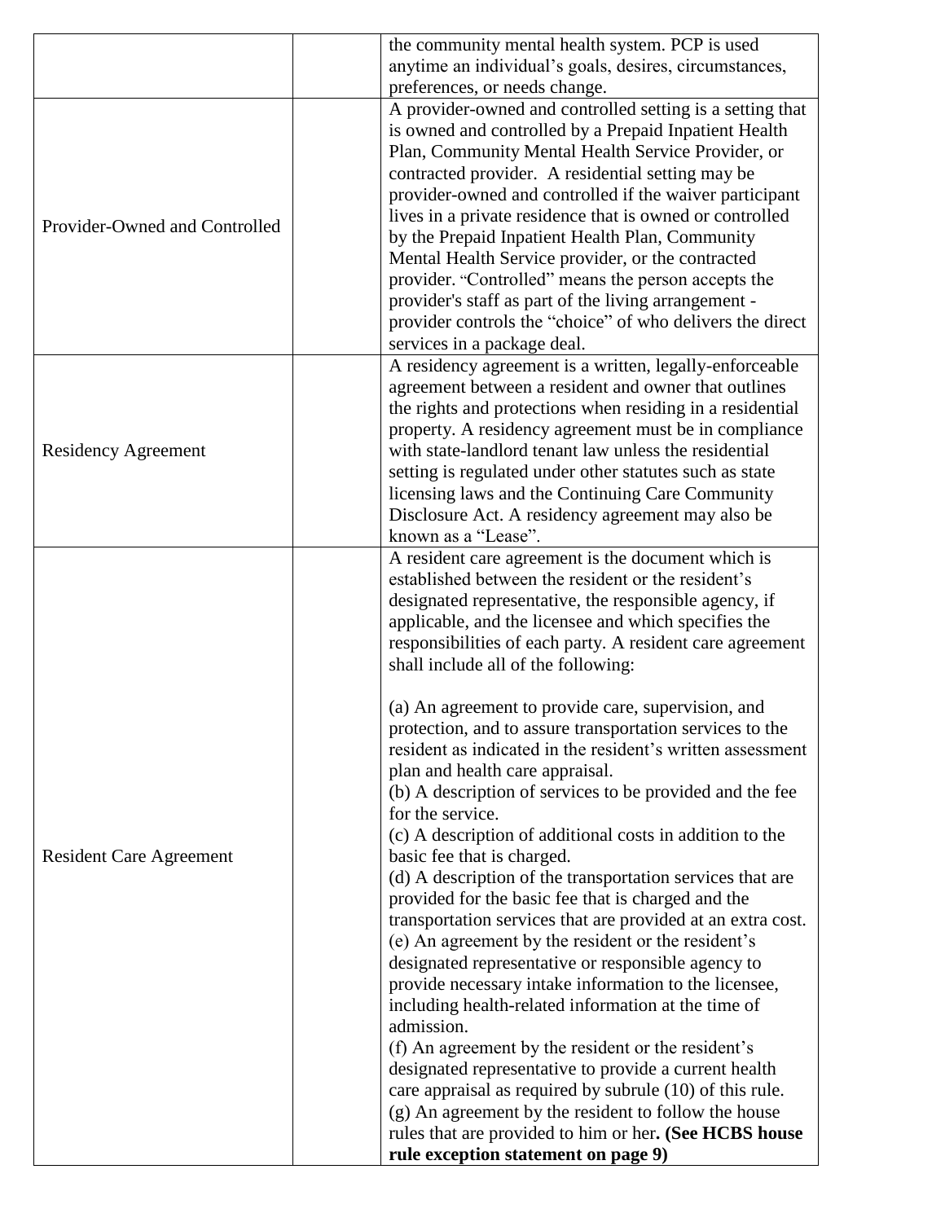| | | |
|---|---|---|
| | | the community mental health system. PCP is used anytime an individual's goals, desires, circumstances, preferences, or needs change. |
| Provider-Owned and Controlled | | A provider-owned and controlled setting is a setting that is owned and controlled by a Prepaid Inpatient Health Plan, Community Mental Health Service Provider, or contracted provider. A residential setting may be provider-owned and controlled if the waiver participant lives in a private residence that is owned or controlled by the Prepaid Inpatient Health Plan, Community Mental Health Service provider, or the contracted provider. "Controlled" means the person accepts the provider's staff as part of the living arrangement - provider controls the "choice" of who delivers the direct services in a package deal. |
| Residency Agreement | | A residency agreement is a written, legally-enforceable agreement between a resident and owner that outlines the rights and protections when residing in a residential property. A residency agreement must be in compliance with state-landlord tenant law unless the residential setting is regulated under other statutes such as state licensing laws and the Continuing Care Community Disclosure Act. A residency agreement may also be known as a "Lease". |
| Resident Care Agreement | | A resident care agreement is the document which is established between the resident or the resident's designated representative, the responsible agency, if applicable, and the licensee and which specifies the responsibilities of each party. A resident care agreement shall include all of the following:<br><br>(a) An agreement to provide care, supervision, and protection, and to assure transportation services to the resident as indicated in the resident's written assessment plan and health care appraisal.<br>(b) A description of services to be provided and the fee for the service.<br>(c) A description of additional costs in addition to the basic fee that is charged.<br>(d) A description of the transportation services that are provided for the basic fee that is charged and the transportation services that are provided at an extra cost.<br>(e) An agreement by the resident or the resident's designated representative or responsible agency to provide necessary intake information to the licensee, including health-related information at the time of admission.<br>(f) An agreement by the resident or the resident's designated representative to provide a current health care appraisal as required by subrule (10) of this rule.<br>(g) An agreement by the resident to follow the house rules that are provided to him or her**. (See HCBS house rule exception statement on page 9)** |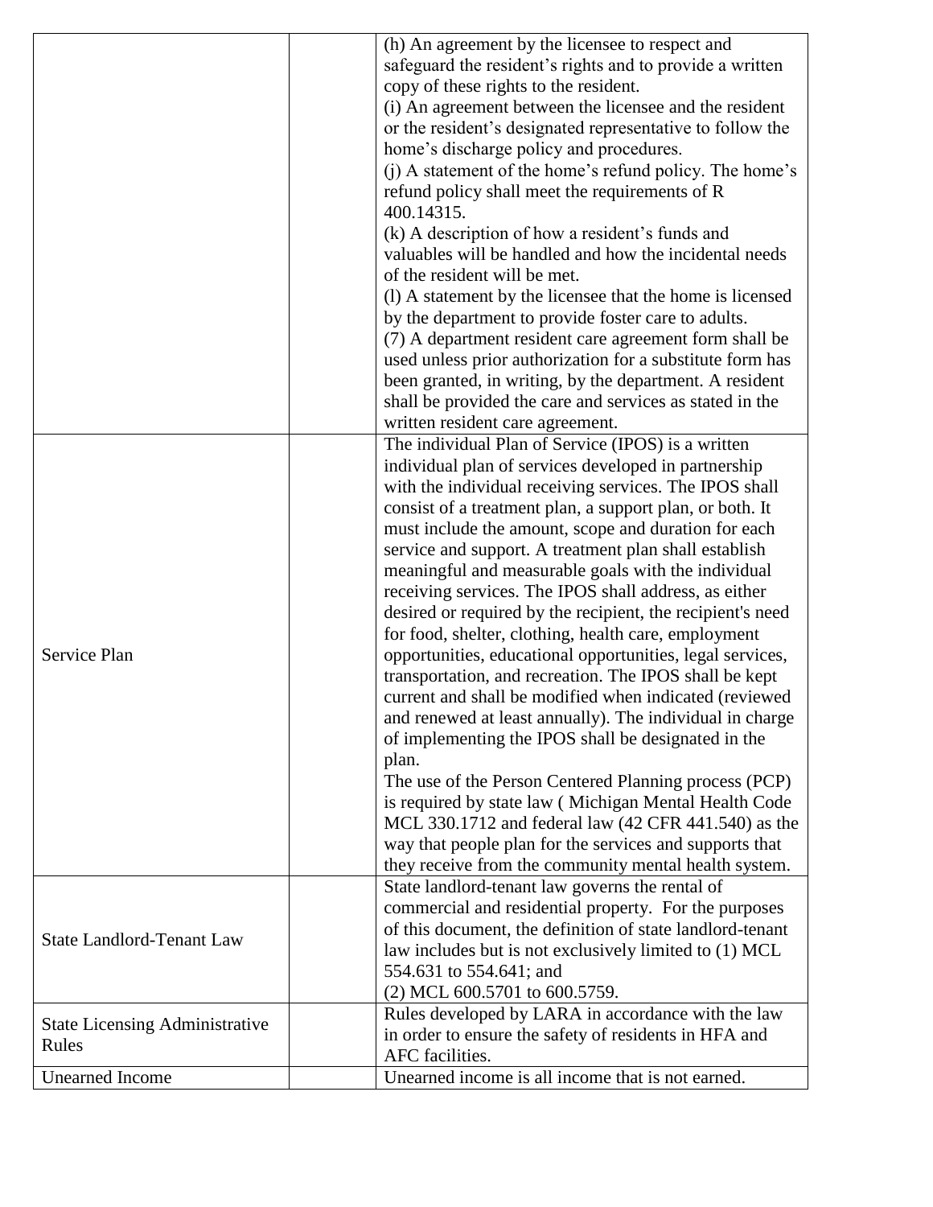| | | |
|---|---|---|
| | | (h) An agreement by the licensee to respect and safeguard the resident's rights and to provide a written copy of these rights to the resident.<br>(i) An agreement between the licensee and the resident or the resident's designated representative to follow the home's discharge policy and procedures.<br>(j) A statement of the home's refund policy. The home's refund policy shall meet the requirements of R 400.14315.<br>(k) A description of how a resident's funds and valuables will be handled and how the incidental needs of the resident will be met.<br>(l) A statement by the licensee that the home is licensed by the department to provide foster care to adults.<br>(7) A department resident care agreement form shall be used unless prior authorization for a substitute form has been granted, in writing, by the department. A resident shall be provided the care and services as stated in the written resident care agreement. |
| Service Plan | | The individual Plan of Service (IPOS) is a written individual plan of services developed in partnership with the individual receiving services. The IPOS shall consist of a treatment plan, a support plan, or both. It must include the amount, scope and duration for each service and support. A treatment plan shall establish meaningful and measurable goals with the individual receiving services. The IPOS shall address, as either desired or required by the recipient, the recipient's need for food, shelter, clothing, health care, employment opportunities, educational opportunities, legal services, transportation, and recreation. The IPOS shall be kept current and shall be modified when indicated (reviewed and renewed at least annually). The individual in charge of implementing the IPOS shall be designated in the plan.<br>The use of the Person Centered Planning process (PCP) is required by state law ( Michigan Mental Health Code MCL 330.1712 and federal law (42 CFR 441.540) as the way that people plan for the services and supports that they receive from the community mental health system. |
| State Landlord-Tenant Law | | State landlord-tenant law governs the rental of commercial and residential property. For the purposes of this document, the definition of state landlord-tenant law includes but is not exclusively limited to (1) MCL 554.631 to 554.641; and<br>(2) MCL 600.5701 to 600.5759. |
| State Licensing Administrative Rules | | Rules developed by LARA in accordance with the law in order to ensure the safety of residents in HFA and AFC facilities. |
| Unearned Income | | Unearned income is all income that is not earned. |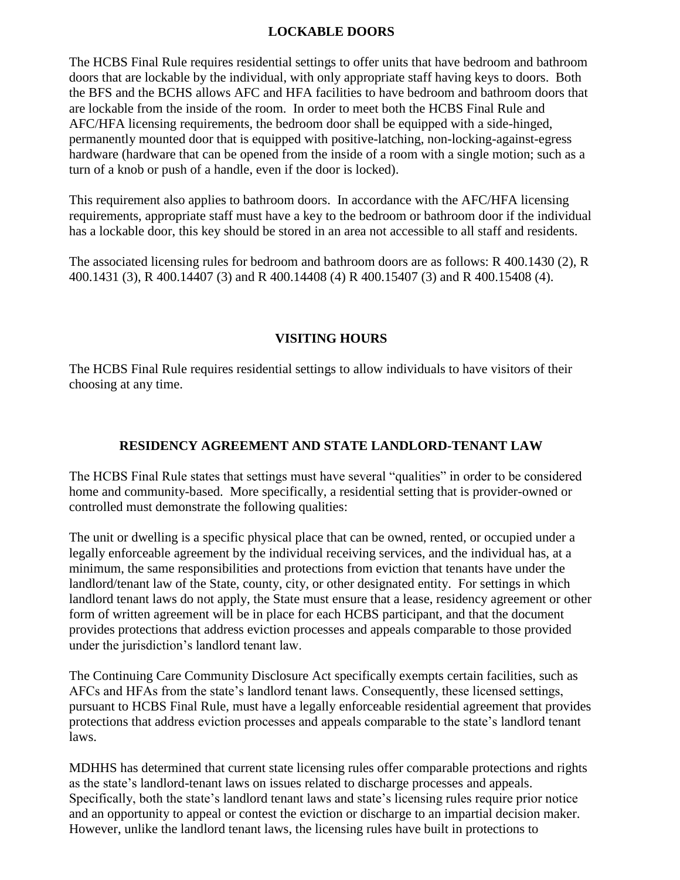## LOCKABLE DOORS

The HCBS Final Rule requires residential settings to offer units that have bedroom and bathroom doors that are lockable by the individual, with only appropriate staff having keys to doors. Both the BFS and the BCHS allows AFC and HFA facilities to have bedroom and bathroom doors that are lockable from the inside of the room. In order to meet both the HCBS Final Rule and AFC/HFA licensing requirements, the bedroom door shall be equipped with a side-hinged, permanently mounted door that is equipped with positive-latching, non-locking-against-egress hardware (hardware that can be opened from the inside of a room with a single motion; such as a turn of a knob or push of a handle, even if the door is locked).

This requirement also applies to bathroom doors. In accordance with the AFC/HFA licensing requirements, appropriate staff must have a key to the bedroom or bathroom door if the individual has a lockable door, this key should be stored in an area not accessible to all staff and residents.

The associated licensing rules for bedroom and bathroom doors are as follows: R 400.1430 (2), R 400.1431 (3), R 400.14407 (3) and R 400.14408 (4) R 400.15407 (3) and R 400.15408 (4).

## VISITING HOURS

The HCBS Final Rule requires residential settings to allow individuals to have visitors of their choosing at any time.

## RESIDENCY AGREEMENT AND STATE LANDLORD-TENANT LAW

The HCBS Final Rule states that settings must have several "qualities" in order to be considered home and community-based. More specifically, a residential setting that is provider-owned or controlled must demonstrate the following qualities:

The unit or dwelling is a specific physical place that can be owned, rented, or occupied under a legally enforceable agreement by the individual receiving services, and the individual has, at a minimum, the same responsibilities and protections from eviction that tenants have under the landlord/tenant law of the State, county, city, or other designated entity. For settings in which landlord tenant laws do not apply, the State must ensure that a lease, residency agreement or other form of written agreement will be in place for each HCBS participant, and that the document provides protections that address eviction processes and appeals comparable to those provided under the jurisdiction's landlord tenant law.

The Continuing Care Community Disclosure Act specifically exempts certain facilities, such as AFCs and HFAs from the state's landlord tenant laws. Consequently, these licensed settings, pursuant to HCBS Final Rule, must have a legally enforceable residential agreement that provides protections that address eviction processes and appeals comparable to the state's landlord tenant laws.

MDHHS has determined that current state licensing rules offer comparable protections and rights as the state's landlord-tenant laws on issues related to discharge processes and appeals. Specifically, both the state's landlord tenant laws and state's licensing rules require prior notice and an opportunity to appeal or contest the eviction or discharge to an impartial decision maker. However, unlike the landlord tenant laws, the licensing rules have built in protections to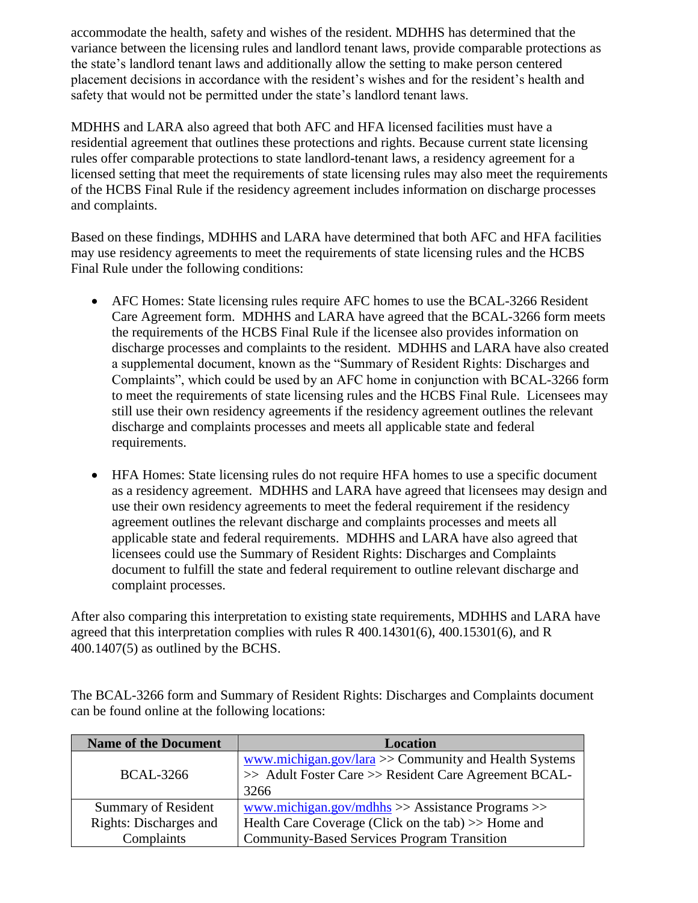accommodate the health, safety and wishes of the resident. MDHHS has determined that the variance between the licensing rules and landlord tenant laws, provide comparable protections as the state's landlord tenant laws and additionally allow the setting to make person centered placement decisions in accordance with the resident's wishes and for the resident's health and safety that would not be permitted under the state's landlord tenant laws.

MDHHS and LARA also agreed that both AFC and HFA licensed facilities must have a residential agreement that outlines these protections and rights. Because current state licensing rules offer comparable protections to state landlord-tenant laws, a residency agreement for a licensed setting that meet the requirements of state licensing rules may also meet the requirements of the HCBS Final Rule if the residency agreement includes information on discharge processes and complaints.

Based on these findings, MDHHS and LARA have determined that both AFC and HFA facilities may use residency agreements to meet the requirements of state licensing rules and the HCBS Final Rule under the following conditions:

- AFC Homes: State licensing rules require AFC homes to use the BCAL-3266 Resident Care Agreement form. MDHHS and LARA have agreed that the BCAL-3266 form meets the requirements of the HCBS Final Rule if the licensee also provides information on discharge processes and complaints to the resident. MDHHS and LARA have also created a supplemental document, known as the "Summary of Resident Rights: Discharges and Complaints", which could be used by an AFC home in conjunction with BCAL-3266 form to meet the requirements of state licensing rules and the HCBS Final Rule. Licensees may still use their own residency agreements if the residency agreement outlines the relevant discharge and complaints processes and meets all applicable state and federal requirements.

- HFA Homes: State licensing rules do not require HFA homes to use a specific document as a residency agreement. MDHHS and LARA have agreed that licensees may design and use their own residency agreements to meet the federal requirement if the residency agreement outlines the relevant discharge and complaints processes and meets all applicable state and federal requirements. MDHHS and LARA have also agreed that licensees could use the Summary of Resident Rights: Discharges and Complaints document to fulfill the state and federal requirement to outline relevant discharge and complaint processes.

After also comparing this interpretation to existing state requirements, MDHHS and LARA have agreed that this interpretation complies with rules R 400.14301(6), 400.15301(6), and R 400.1407(5) as outlined by the BCHS.

The BCAL-3266 form and Summary of Resident Rights: Discharges and Complaints document can be found online at the following locations:

| Name of the Document | Location |
|---|---|
| BCAL-3266 | www.michigan.gov/lara >> Community and Health Systems >> Adult Foster Care >> Resident Care Agreement BCAL-3266 |
| Summary of Resident Rights: Discharges and Complaints | www.michigan.gov/mdhhs >> Assistance Programs >> Health Care Coverage (Click on the tab) >> Home and Community-Based Services Program Transition |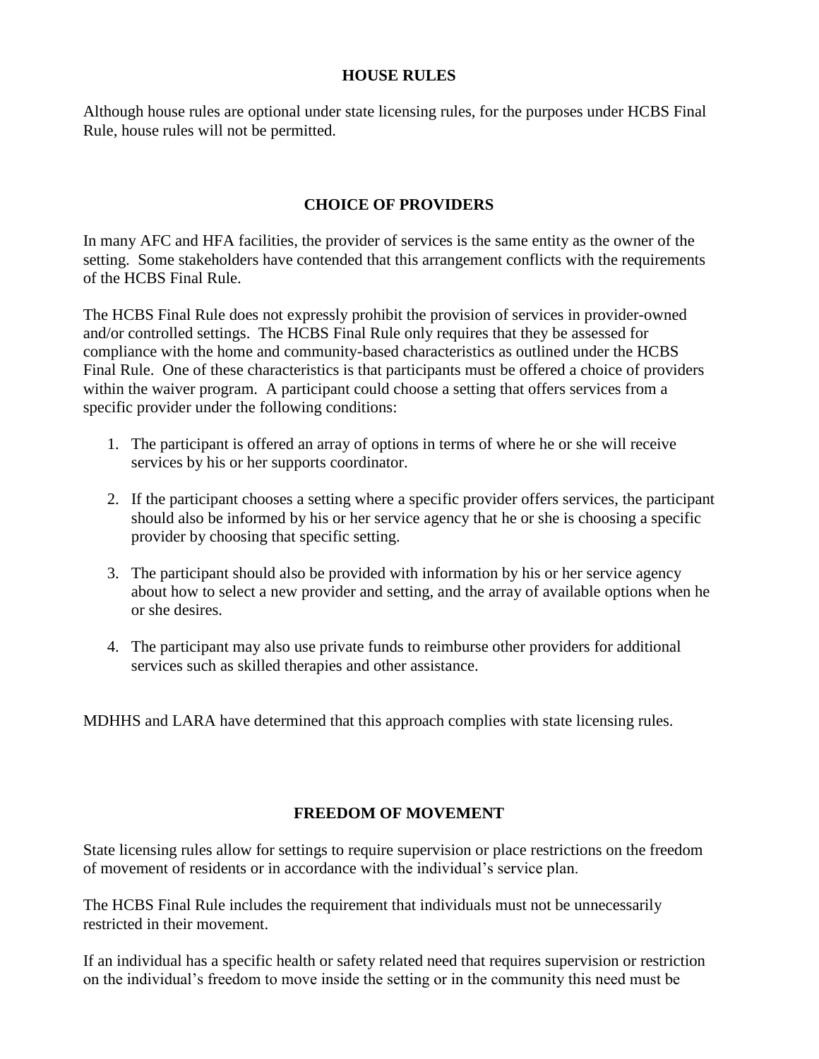## HOUSE RULES

Although house rules are optional under state licensing rules, for the purposes under HCBS Final Rule, house rules will not be permitted.

## CHOICE OF PROVIDERS

In many AFC and HFA facilities, the provider of services is the same entity as the owner of the setting. Some stakeholders have contended that this arrangement conflicts with the requirements of the HCBS Final Rule.

The HCBS Final Rule does not expressly prohibit the provision of services in provider-owned and/or controlled settings. The HCBS Final Rule only requires that they be assessed for compliance with the home and community-based characteristics as outlined under the HCBS Final Rule. One of these characteristics is that participants must be offered a choice of providers within the waiver program. A participant could choose a setting that offers services from a specific provider under the following conditions:

1. The participant is offered an array of options in terms of where he or she will receive services by his or her supports coordinator.
2. If the participant chooses a setting where a specific provider offers services, the participant should also be informed by his or her service agency that he or she is choosing a specific provider by choosing that specific setting.
3. The participant should also be provided with information by his or her service agency about how to select a new provider and setting, and the array of available options when he or she desires.
4. The participant may also use private funds to reimburse other providers for additional services such as skilled therapies and other assistance.

MDHHS and LARA have determined that this approach complies with state licensing rules.

## FREEDOM OF MOVEMENT

State licensing rules allow for settings to require supervision or place restrictions on the freedom of movement of residents or in accordance with the individual's service plan.

The HCBS Final Rule includes the requirement that individuals must not be unnecessarily restricted in their movement.

If an individual has a specific health or safety related need that requires supervision or restriction on the individual's freedom to move inside the setting or in the community this need must be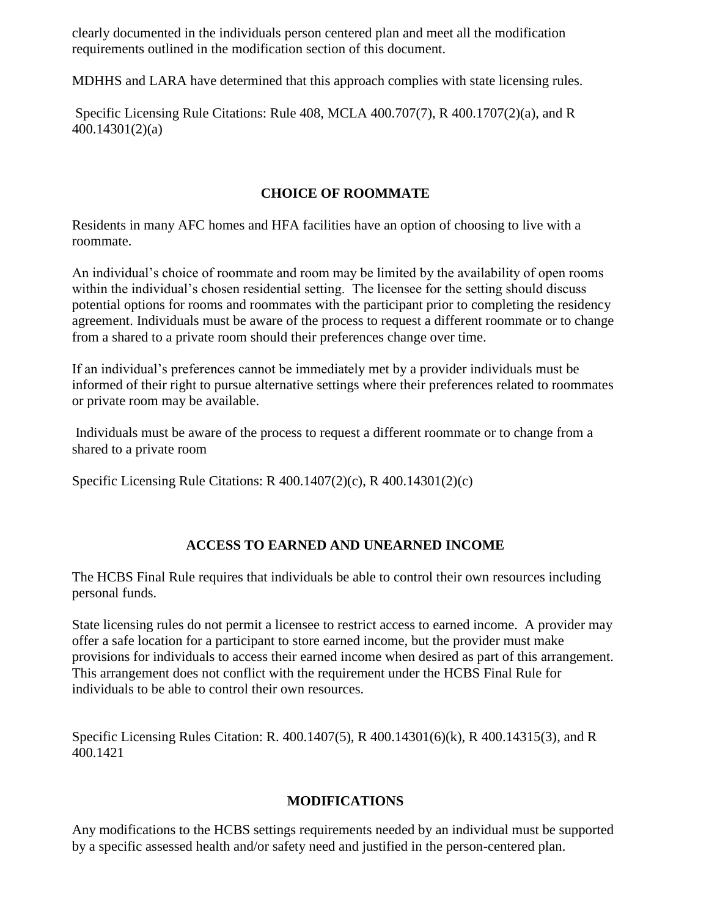clearly documented in the individuals person centered plan and meet all the modification requirements outlined in the modification section of this document.

MDHHS and LARA have determined that this approach complies with state licensing rules.

Specific Licensing Rule Citations: Rule 408, MCLA 400.707(7), R 400.1707(2)(a), and R 400.14301(2)(a)

## CHOICE OF ROOMMATE

Residents in many AFC homes and HFA facilities have an option of choosing to live with a roommate.

An individual's choice of roommate and room may be limited by the availability of open rooms within the individual's chosen residential setting. The licensee for the setting should discuss potential options for rooms and roommates with the participant prior to completing the residency agreement. Individuals must be aware of the process to request a different roommate or to change from a shared to a private room should their preferences change over time.

If an individual's preferences cannot be immediately met by a provider individuals must be informed of their right to pursue alternative settings where their preferences related to roommates or private room may be available.

Individuals must be aware of the process to request a different roommate or to change from a shared to a private room

Specific Licensing Rule Citations: R 400.1407(2)(c), R 400.14301(2)(c)

## ACCESS TO EARNED AND UNEARNED INCOME

The HCBS Final Rule requires that individuals be able to control their own resources including personal funds.

State licensing rules do not permit a licensee to restrict access to earned income. A provider may offer a safe location for a participant to store earned income, but the provider must make provisions for individuals to access their earned income when desired as part of this arrangement. This arrangement does not conflict with the requirement under the HCBS Final Rule for individuals to be able to control their own resources.

Specific Licensing Rules Citation: R. 400.1407(5), R 400.14301(6)(k), R 400.14315(3), and R 400.1421

## MODIFICATIONS

Any modifications to the HCBS settings requirements needed by an individual must be supported by a specific assessed health and/or safety need and justified in the person-centered plan.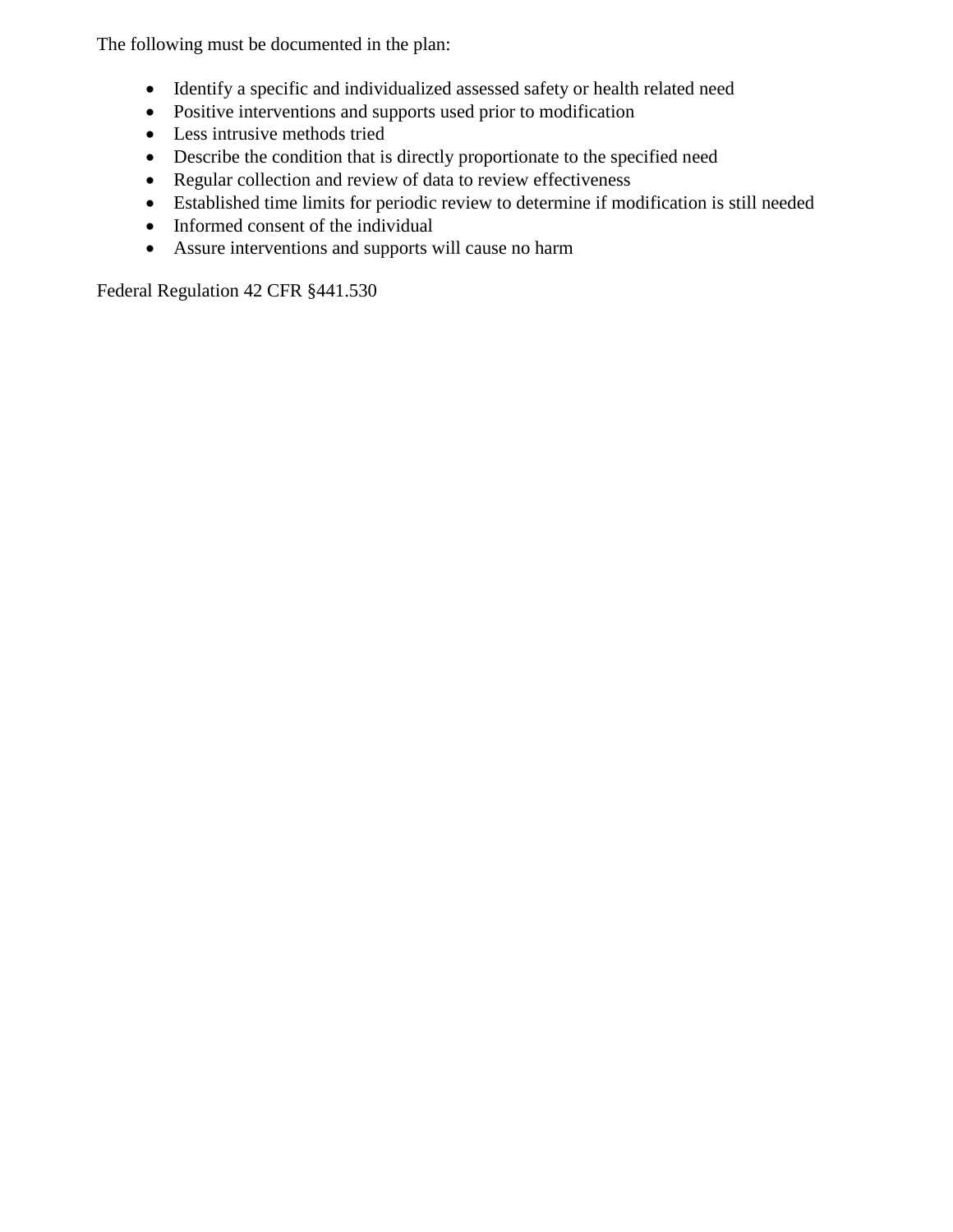The following must be documented in the plan:

- Identify a specific and individualized assessed safety or health related need
- Positive interventions and supports used prior to modification
- Less intrusive methods tried
- Describe the condition that is directly proportionate to the specified need
- Regular collection and review of data to review effectiveness
- Established time limits for periodic review to determine if modification is still needed
- Informed consent of the individual
- Assure interventions and supports will cause no harm

Federal Regulation 42 CFR §441.530